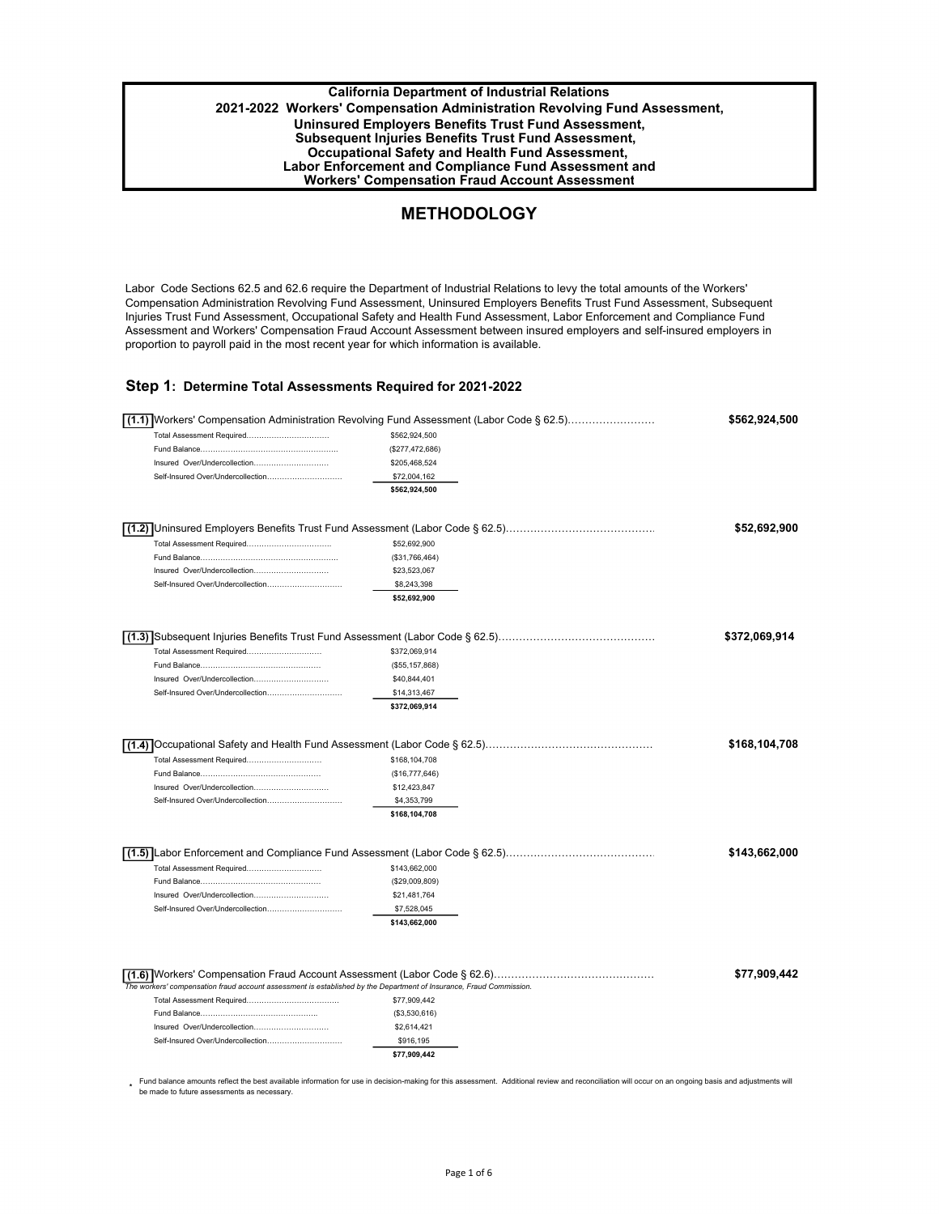**California Department of Industrial Relations**
**2021-2022 Workers' Compensation Administration Revolving Fund Assessment,**
**Uninsured Employers Benefits Trust Fund Assessment,**
**Subsequent Injuries Benefits Trust Fund Assessment,**
**Occupational Safety and Health Fund Assessment,**
**Labor Enforcement and Compliance Fund Assessment and**
**Workers' Compensation Fraud Account Assessment**

# METHODOLOGY

Labor Code Sections 62.5 and 62.6 require the Department of Industrial Relations to levy the total amounts of the Workers' Compensation Administration Revolving Fund Assessment, Uninsured Employers Benefits Trust Fund Assessment, Subsequent Injuries Trust Fund Assessment, Occupational Safety and Health Fund Assessment, Labor Enforcement and Compliance Fund Assessment and Workers' Compensation Fraud Account Assessment between insured employers and self-insured employers in proportion to payroll paid in the most recent year for which information is available.

## Step 1: Determine Total Assessments Required for 2021-2022

**(1.1)** Workers' Compensation Administration Revolving Fund Assessment (Labor Code § 62.5)........................ **$562,924,500**

| | |
|---|---|
| Total Assessment Required................................ | $562,924,500 |
| Fund Balance...................................................... | ($277,472,686) |
| Insured Over/Undercollection............................. | $205,468,524 |
| Self-Insured Over/Undercollection............................. | $72,004,162 |
| | **$562,924,500** |

**(1.2)** Uninsured Employers Benefits Trust Fund Assessment (Labor Code § 62.5).......................................... **$52,692,900**

| | |
|---|---|
| Total Assessment Required................................. | $52,692,900 |
| Fund Balance...................................................... | ($31,766,464) |
| Insured Over/Undercollection............................. | $23,523,067 |
| Self-Insured Over/Undercollection............................. | $8,243,398 |
| | **$52,692,900** |

**(1.3)** Subsequent Injuries Benefits Trust Fund Assessment (Labor Code § 62.5)............................................ **$372,069,914**

| | |
|---|---|
| Total Assessment Required............................. | $372,069,914 |
| Fund Balance................................................ | ($55,157,868) |
| Insured Over/Undercollection............................. | $40,844,401 |
| Self-Insured Over/Undercollection............................. | $14,313,467 |
| | **$372,069,914** |

**(1.4)** Occupational Safety and Health Fund Assessment (Labor Code § 62.5)............................................... **$168,104,708**

| | |
|---|---|
| Total Assessment Required............................. | $168,104,708 |
| Fund Balance................................................ | ($16,777,646) |
| Insured Over/Undercollection............................. | $12,423,847 |
| Self-Insured Over/Undercollection............................. | $4,353,799 |
| | **$168,104,708** |

**(1.5)** Labor Enforcement and Compliance Fund Assessment (Labor Code § 62.5).......................................... **$143,662,000**

| | |
|---|---|
| Total Assessment Required............................. | $143,662,000 |
| Fund Balance................................................ | ($29,009,809) |
| Insured Over/Undercollection............................. | $21,481,764 |
| Self-Insured Over/Undercollection............................. | $7,528,045 |
| | **$143,662,000** |

**(1.6)** Workers' Compensation Fraud Account Assessment (Labor Code § 62.6)............................................. **$77,909,442**

*The workers' compensation fraud account assessment is established by the Department of Insurance, Fraud Commission.*

| | |
|---|---|
| Total Assessment Required.................................... | $77,909,442 |
| Fund Balance.............................................. | ($3,530,616) |
| Insured Over/Undercollection............................. | $2,614,421 |
| Self-Insured Over/Undercollection............................. | $916,195 |
| | **$77,909,442** |

\* Fund balance amounts reflect the best available information for use in decision-making for this assessment. Additional review and reconciliation will occur on an ongoing basis and adjustments will be made to future assessments as necessary.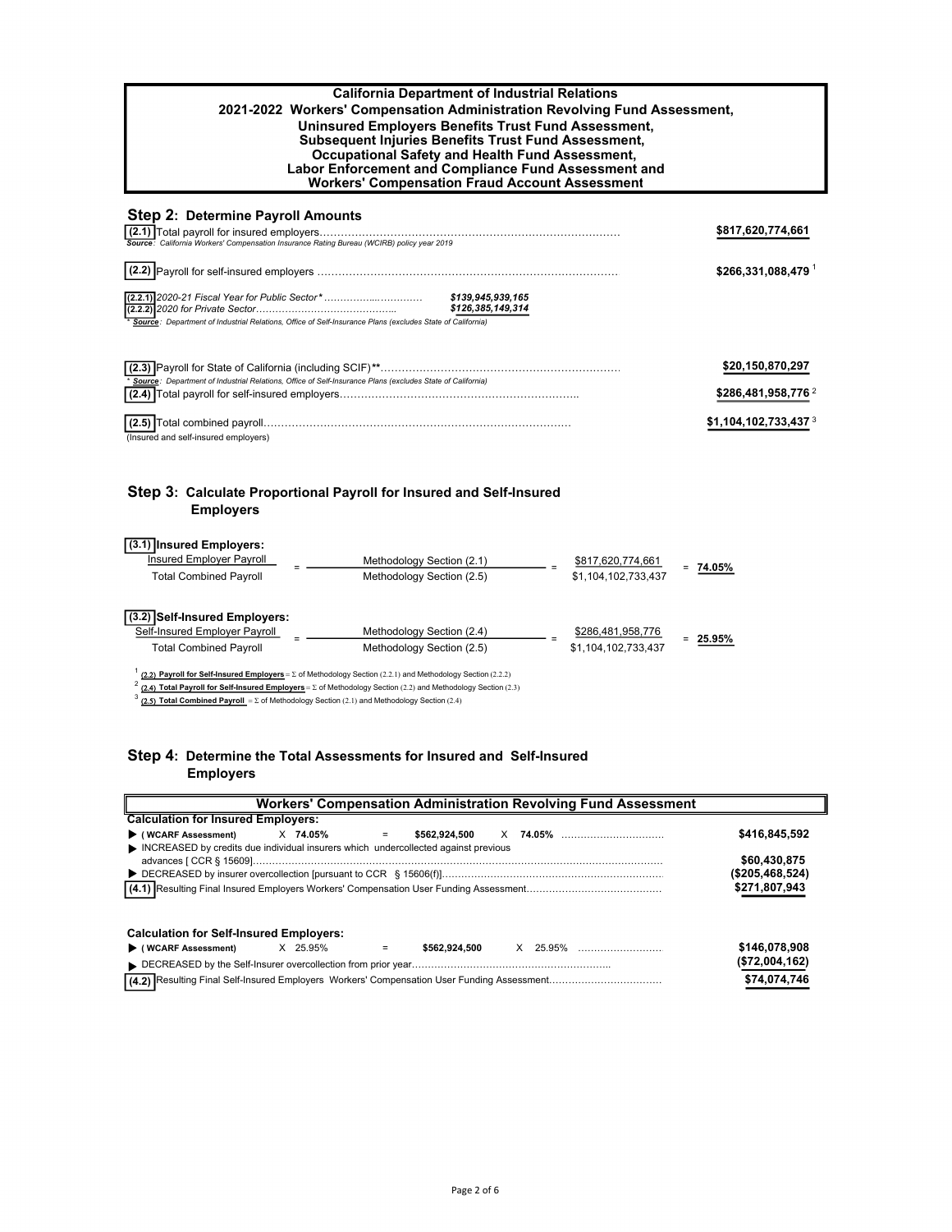# California Department of Industrial Relations
## 2021-2022 Workers' Compensation Administration Revolving Fund Assessment, Uninsured Employers Benefits Trust Fund Assessment, Subsequent Injuries Benefits Trust Fund Assessment, Occupational Safety and Health Fund Assessment, Labor Enforcement and Compliance Fund Assessment and Workers' Compensation Fraud Account Assessment

## Step 2: Determine Payroll Amounts

**(2.1)** Total payroll for insured employers………………………………………………………………………… **$817,620,774,661**

*Source: California Workers' Compensation Insurance Rating Bureau (WCIRB) policy year 2019*

**(2.2)** Payroll for self-insured employers ………………………………………………………………………… **$266,331,088,479** [1]

**(2.2.1)** *2020-21 Fiscal Year for Public Sector\** ……………..…………… *$139,945,939,165*

**(2.2.2)** *2020 for Private Sector*…………………………………….. *$126,385,149,314*

\* *Source: Department of Industrial Relations, Office of Self-Insurance Plans (excludes State of California)*

**(2.3)** Payroll for State of California (including SCIF)\*\*………………………………………………………… **$20,150,870,297**

\* *Source: Department of Industrial Relations, Office of Self-Insurance Plans (excludes State of California)*

**(2.4)** Total payroll for self-insured employers………………………………………………………….. **$286,481,958,776** [2]

**(2.5)** Total combined payroll…………………………………………………………………………… **$1,104,102,733,437** [3]

(Insured and self-insured employers)

## Step 3: Calculate Proportional Payroll for Insured and Self-Insured Employers

**(3.1) Insured Employers:**

$$\frac{\text{Insured Employer Payroll}}{\text{Total Combined Payroll}} = \frac{\text{Methodology Section (2.1)}}{\text{Methodology Section (2.5)}} = \frac{\$817,620,774,661}{\$1,104,102,733,437} = \mathbf{74.05\%}$$

**(3.2) Self-Insured Employers:**

$$\frac{\text{Self-Insured Employer Payroll}}{\text{Total Combined Payroll}} = \frac{\text{Methodology Section (2.4)}}{\text{Methodology Section (2.5)}} = \frac{\$286,481,958,776}{\$1,104,102,733,437} = \mathbf{25.95\%}$$

[1] **(2.2) Payroll for Self-Insured Employers** = Σ of Methodology Section (2.2.1) and Methodology Section (2.2.2)

[2] **(2.4) Total Payroll for Self-Insured Employers** = Σ of Methodology Section (2.2) and Methodology Section (2.3)

[3] **(2.5) Total Combined Payroll** = Σ of Methodology Section (2.1) and Methodology Section (2.4)

## Step 4: Determine the Total Assessments for Insured and Self-Insured Employers

### Workers' Compensation Administration Revolving Fund Assessment

**Calculation for Insured Employers:**

| | |
|---|---|
| ▶ **(WCARF Assessment)** X **74.05%** = **$562,924,500** X **74.05%** ……………………………… | **$416,845,592** |
| ▶ INCREASED by credits due individual insurers which undercollected against previous advances [ CCR § 15609]……………………………………………………………………………………………… | **$60,430,875** |
| ▶ DECREASED by insurer overcollection [pursuant to CCR § 15606(f)]…………………………………………………………… | **($205,468,524)** |
| **(4.1)** Resulting Final Insured Employers Workers' Compensation User Funding Assessment……………………………………… | **$271,807,943** |

**Calculation for Self-Insured Employers:**

| | |
|---|---|
| ▶ **(WCARF Assessment)** X 25.95% = **$562,924,500** X 25.95% ……………………… | **$146,078,908** |
| ▶ DECREASED by the Self-Insurer overcollection from prior year…………………………………………………….. | **($72,004,162)** |
| **(4.2)** Resulting Final Self-Insured Employers Workers' Compensation User Funding Assessment……………………………… | **$74,074,746** |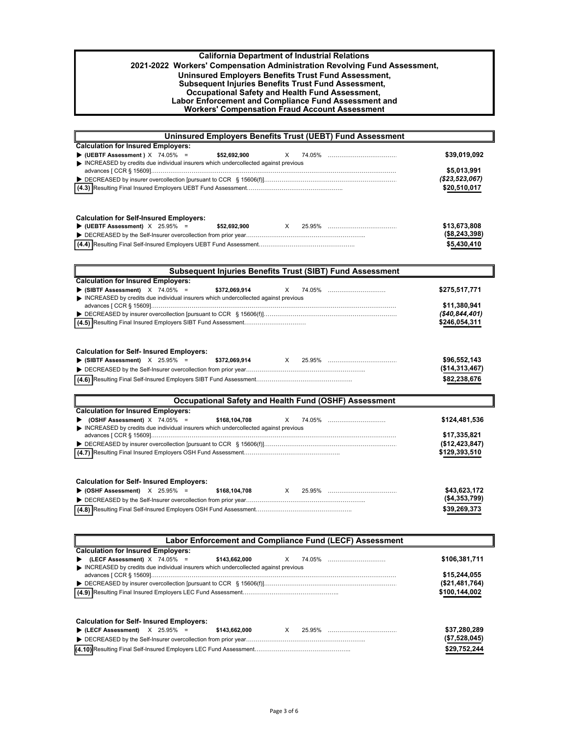# California Department of Industrial Relations
## 2021-2022 Workers' Compensation Administration Revolving Fund Assessment, Uninsured Employers Benefits Trust Fund Assessment, Subsequent Injuries Benefits Trust Fund Assessment, Occupational Safety and Health Fund Assessment, Labor Enforcement and Compliance Fund Assessment and Workers' Compensation Fraud Account Assessment

## Uninsured Employers Benefits Trust (UEBT) Fund Assessment

**Calculation for Insured Employers:**

| Item | Amount |
|---|---|
| ▶ **(UEBTF Assessment )** X 74.05% = **$52,692,900** X 74.05% | **$39,019,092** |
| ▶ INCREASED by credits due individual insurers which undercollected against previous advances [ CCR § 15609] | **$5,013,991** |
| ▶ DECREASED by insurer overcollection [pursuant to CCR § 15606(f)] | ***($23,523,067)*** |
| **(4.3)** Resulting Final Insured Employers UEBT Fund Assessment | **$20,510,017** |

**Calculation for Self-Insured Employers:**

| Item | Amount |
|---|---|
| ▶ **(UEBTF Assessment)** X 25.95% = **$52,692,900** X 25.95% | **$13,673,808** |
| ▶ DECREASED by the Self-Insurer overcollection from prior year | **($8,243,398)** |
| **(4.4)** Resulting Final Self-Insured Employers UEBT Fund Assessment | **$5,430,410** |

## Subsequent Injuries Benefits Trust (SIBT) Fund Assessment

**Calculation for Insured Employers:**

| Item | Amount |
|---|---|
| ▶ **(SIBTF Assessment)** X 74.05% = **$372,069,914** X 74.05% | **$275,517,771** |
| ▶ INCREASED by credits due individual insurers which undercollected against previous advances [ CCR § 15609] | **$11,380,941** |
| ▶ DECREASED by insurer overcollection [pursuant to CCR § 15606(f)] | ***($40,844,401)*** |
| **(4.5)** Resulting Final Insured Employers SIBT Fund Assessment | **$246,054,311** |

**Calculation for Self- Insured Employers:**

| Item | Amount |
|---|---|
| ▶ **(SIBTF Assessment)** X 25.95% = **$372,069,914** X 25.95% | **$96,552,143** |
| ▶ DECREASED by the Self-Insurer overcollection from prior year | **($14,313,467)** |
| **(4.6)** Resulting Final Self-Insured Employers SIBT Fund Assessment | **$82,238,676** |

## Occupational Safety and Health Fund (OSHF) Assessment

**Calculation for Insured Employers:**

| Item | Amount |
|---|---|
| ▶ **(OSHF Assessment)** X 74.05% = **$168,104,708** X 74.05% | **$124,481,536** |
| ▶ INCREASED by credits due individual insurers which undercollected against previous advances [ CCR § 15609] | **$17,335,821** |
| ▶ DECREASED by insurer overcollection [pursuant to CCR § 15606(f)] | **($12,423,847)** |
| **(4.7)** Resulting Final Insured Employers OSH Fund Assessment | **$129,393,510** |

**Calculation for Self- Insured Employers:**

| Item | Amount |
|---|---|
| ▶ **(OSHF Assessment)** X 25.95% = **$168,104,708** X 25.95% | **$43,623,172** |
| ▶ DECREASED by the Self-Insurer overcollection from prior year | **($4,353,799)** |
| **(4.8)** Resulting Final Self-Insured Employers OSH Fund Assessment | **$39,269,373** |

## Labor Enforcement and Compliance Fund (LECF) Assessment

**Calculation for Insured Employers:**

| Item | Amount |
|---|---|
| ▶ **(LECF Assessment)** X 74.05% = **$143,662,000** X 74.05% | **$106,381,711** |
| ▶ INCREASED by credits due individual insurers which undercollected against previous advances [ CCR § 15609] | **$15,244,055** |
| ▶ DECREASED by insurer overcollection [pursuant to CCR § 15606(f)] | **($21,481,764)** |
| **(4.9)** Resulting Final Insured Employers LEC Fund Assessment | **$100,144,002** |

**Calculation for Self- Insured Employers:**

| Item | Amount |
|---|---|
| ▶ **(LECF Assessment)** X 25.95% = **$143,662,000** X 25.95% | **$37,280,289** |
| ▶ DECREASED by the Self-Insurer overcollection from prior year | **($7,528,045)** |
| **(4.10)** Resulting Final Self-Insured Employers LEC Fund Assessment | **$29,752,244** |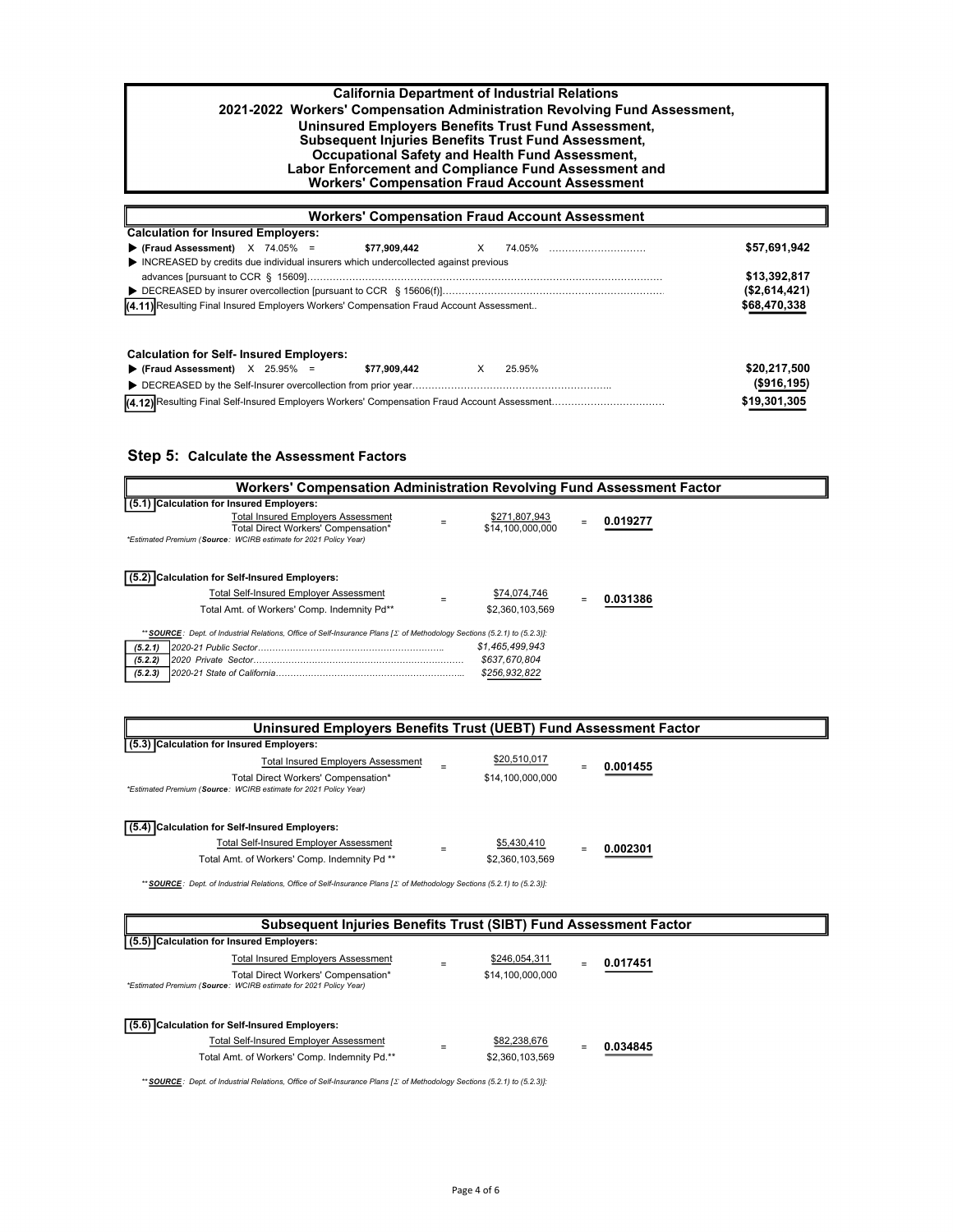# California Department of Industrial Relations
## 2021-2022 Workers' Compensation Administration Revolving Fund Assessment, Uninsured Employers Benefits Trust Fund Assessment, Subsequent Injuries Benefits Trust Fund Assessment, Occupational Safety and Health Fund Assessment, Labor Enforcement and Compliance Fund Assessment and Workers' Compensation Fraud Account Assessment

### Workers' Compensation Fraud Account Assessment

**Calculation for Insured Employers:**

| | |
|---|---|
| ▶ **(Fraud Assessment)** X 74.05% = **$77,909,442** X 74.05% ………………………… | **$57,691,942** |
| ▶ INCREASED by credits due individual insurers which undercollected against previous advances [pursuant to CCR § 15609]……………………………………………………………… | **$13,392,817** |
| ▶ DECREASED by insurer overcollection [pursuant to CCR § 15606(f)]……………………………………………… | **($2,614,421)** |
| **(4.11)** Resulting Final Insured Employers Workers' Compensation Fraud Account Assessment.. | **$68,470,338** |

**Calculation for Self- Insured Employers:**

| | |
|---|---|
| ▶ **(Fraud Assessment)** X 25.95% = **$77,909,442** X 25.95% | **$20,217,500** |
| ▶ DECREASED by the Self-Insurer overcollection from prior year……………………………………………… | **($916,195)** |
| **(4.12)** Resulting Final Self-Insured Employers Workers' Compensation Fraud Account Assessment……………………… | **$19,301,305** |

## Step 5: Calculate the Assessment Factors

### Workers' Compensation Administration Revolving Fund Assessment Factor

**(5.1) Calculation for Insured Employers:**

$$\frac{\text{Total Insured Employers Assessment}}{\text{Total Direct Workers' Compensation*}} = \frac{\$271,807,943}{\$14,100,000,000} = \mathbf{0.019277}$$

*Estimated Premium (**Source**: WCIRB estimate for 2021 Policy Year)*

**(5.2) Calculation for Self-Insured Employers:**

$$\frac{\text{Total Self-Insured Employer Assessment}}{\text{Total Amt. of Workers' Comp. Indemnity Pd**}} = \frac{\$74,074,746}{\$2,360,103,569} = \mathbf{0.031386}$$

*** **SOURCE**: Dept. of Industrial Relations, Office of Self-Insurance Plans [Σ of Methodology Sections (5.2.1) to (5.2.3)]:*

| | | |
|---|---|---|
| *(5.2.1)* | *2020-21 Public Sector……………………………………………………* | *$1,465,499,943* |
| *(5.2.2)* | *2020 Private Sector……………………………………………………* | *$637,670,804* |
| *(5.2.3)* | *2020-21 State of California……………………………………………* | *$256,932,822* |

### Uninsured Employers Benefits Trust (UEBT) Fund Assessment Factor

**(5.3) Calculation for Insured Employers:**

$$\frac{\text{Total Insured Employers Assessment}}{\text{Total Direct Workers' Compensation*}} = \frac{\$20,510,017}{\$14,100,000,000} = \mathbf{0.001455}$$

*Estimated Premium (**Source**: WCIRB estimate for 2021 Policy Year)*

**(5.4) Calculation for Self-Insured Employers:**

$$\frac{\text{Total Self-Insured Employer Assessment}}{\text{Total Amt. of Workers' Comp. Indemnity Pd **}} = \frac{\$5,430,410}{\$2,360,103,569} = \mathbf{0.002301}$$

*** **SOURCE**: Dept. of Industrial Relations, Office of Self-Insurance Plans [Σ of Methodology Sections (5.2.1) to (5.2.3)]:*

### Subsequent Injuries Benefits Trust (SIBT) Fund Assessment Factor

**(5.5) Calculation for Insured Employers:**

$$\frac{\text{Total Insured Employers Assessment}}{\text{Total Direct Workers' Compensation*}} = \frac{\$246,054,311}{\$14,100,000,000} = \mathbf{0.017451}$$

*Estimated Premium (**Source**: WCIRB estimate for 2021 Policy Year)*

**(5.6) Calculation for Self-Insured Employers:**

$$\frac{\text{Total Self-Insured Employer Assessment}}{\text{Total Amt. of Workers' Comp. Indemnity Pd.**}} = \frac{\$82,238,676}{\$2,360,103,569} = \mathbf{0.034845}$$

*** **SOURCE**: Dept. of Industrial Relations, Office of Self-Insurance Plans [Σ of Methodology Sections (5.2.1) to (5.2.3)]:*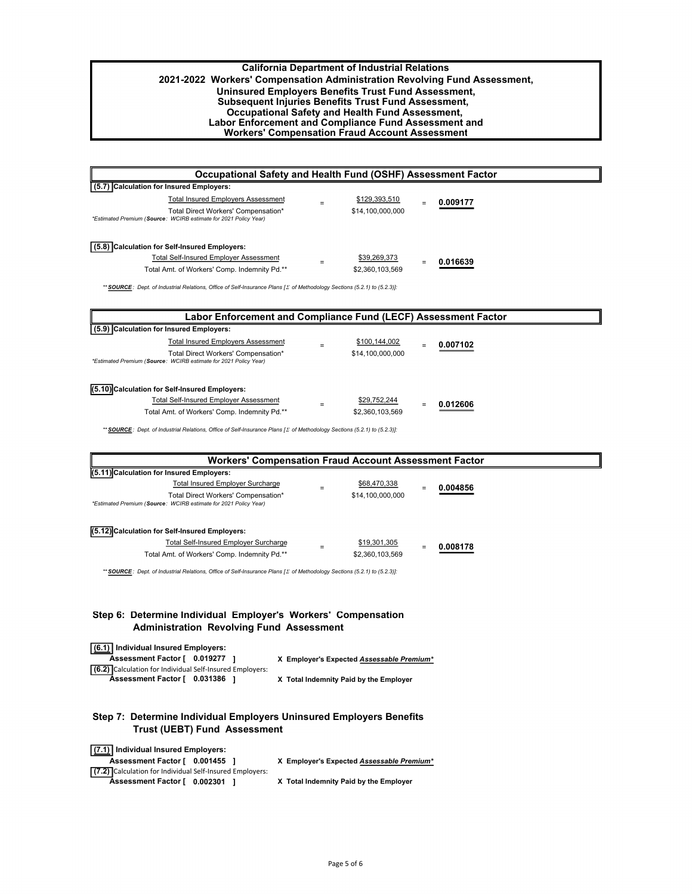**California Department of Industrial Relations**
**2021-2022 Workers' Compensation Administration Revolving Fund Assessment,**
**Uninsured Employers Benefits Trust Fund Assessment,**
**Subsequent Injuries Benefits Trust Fund Assessment,**
**Occupational Safety and Health Fund Assessment,**
**Labor Enforcement and Compliance Fund Assessment and**
**Workers' Compensation Fraud Account Assessment**

## Occupational Safety and Health Fund (OSHF) Assessment Factor

**(5.7) Calculation for Insured Employers:**

| | | | | |
|---|---|---|---|---|
| Total Insured Employers Assessment | = | $129,393,510 | = | **0.009177** |
| Total Direct Workers' Compensation* | | $14,100,000,000 | | |

*\*Estimated Premium (**Source**: WCIRB estimate for 2021 Policy Year)*

**(5.8) Calculation for Self-Insured Employers:**

| | | | | |
|---|---|---|---|---|
| Total Self-Insured Employer Assessment | = | $39,269,373 | = | **0.016639** |
| Total Amt. of Workers' Comp. Indemnity Pd.** | | $2,360,103,569 | | |

*\*\* **SOURCE**: Dept. of Industrial Relations, Office of Self-Insurance Plans [$\Sigma$ of Methodology Sections (5.2.1) to (5.2.3)]:*

## Labor Enforcement and Compliance Fund (LECF) Assessment Factor

**(5.9) Calculation for Insured Employers:**

| | | | | |
|---|---|---|---|---|
| Total Insured Employers Assessment | = | $100,144,002 | = | **0.007102** |
| Total Direct Workers' Compensation* | | $14,100,000,000 | | |

*\*Estimated Premium (**Source**: WCIRB estimate for 2021 Policy Year)*

**(5.10) Calculation for Self-Insured Employers:**

| | | | | |
|---|---|---|---|---|
| Total Self-Insured Employer Assessment | = | $29,752,244 | = | **0.012606** |
| Total Amt. of Workers' Comp. Indemnity Pd.** | | $2,360,103,569 | | |

*\*\* **SOURCE**: Dept. of Industrial Relations, Office of Self-Insurance Plans [$\Sigma$ of Methodology Sections (5.2.1) to (5.2.3)]:*

## Workers' Compensation Fraud Account Assessment Factor

**(5.11) Calculation for Insured Employers:**

| | | | | |
|---|---|---|---|---|
| Total Insured Employer Surcharge | = | $68,470,338 | = | **0.004856** |
| Total Direct Workers' Compensation* | | $14,100,000,000 | | |

*\*Estimated Premium (**Source**: WCIRB estimate for 2021 Policy Year)*

**(5.12) Calculation for Self-Insured Employers:**

| | | | | |
|---|---|---|---|---|
| Total Self-Insured Employer Surcharge | = | $19,301,305 | = | **0.008178** |
| Total Amt. of Workers' Comp. Indemnity Pd.** | | $2,360,103,569 | | |

*\*\* **SOURCE**: Dept. of Industrial Relations, Office of Self-Insurance Plans [$\Sigma$ of Methodology Sections (5.2.1) to (5.2.3)]:*

### Step 6: Determine Individual Employer's Workers' Compensation Administration Revolving Fund Assessment

**(6.1) Individual Insured Employers:**
**Assessment Factor [ 0.019277 ]** **X Employer's Expected *Assessable Premium*\***

**(6.2)** Calculation for Individual Self-Insured Employers:
**Assessment Factor [ 0.031386 ]** **X Total Indemnity Paid by the Employer**

### Step 7: Determine Individual Employers Uninsured Employers Benefits Trust (UEBT) Fund Assessment

**(7.1) Individual Insured Employers:**
**Assessment Factor [ 0.001455 ]** **X Employer's Expected *Assessable Premium*\***

**(7.2)** Calculation for Individual Self-Insured Employers:
**Assessment Factor [ 0.002301 ]** **X Total Indemnity Paid by the Employer**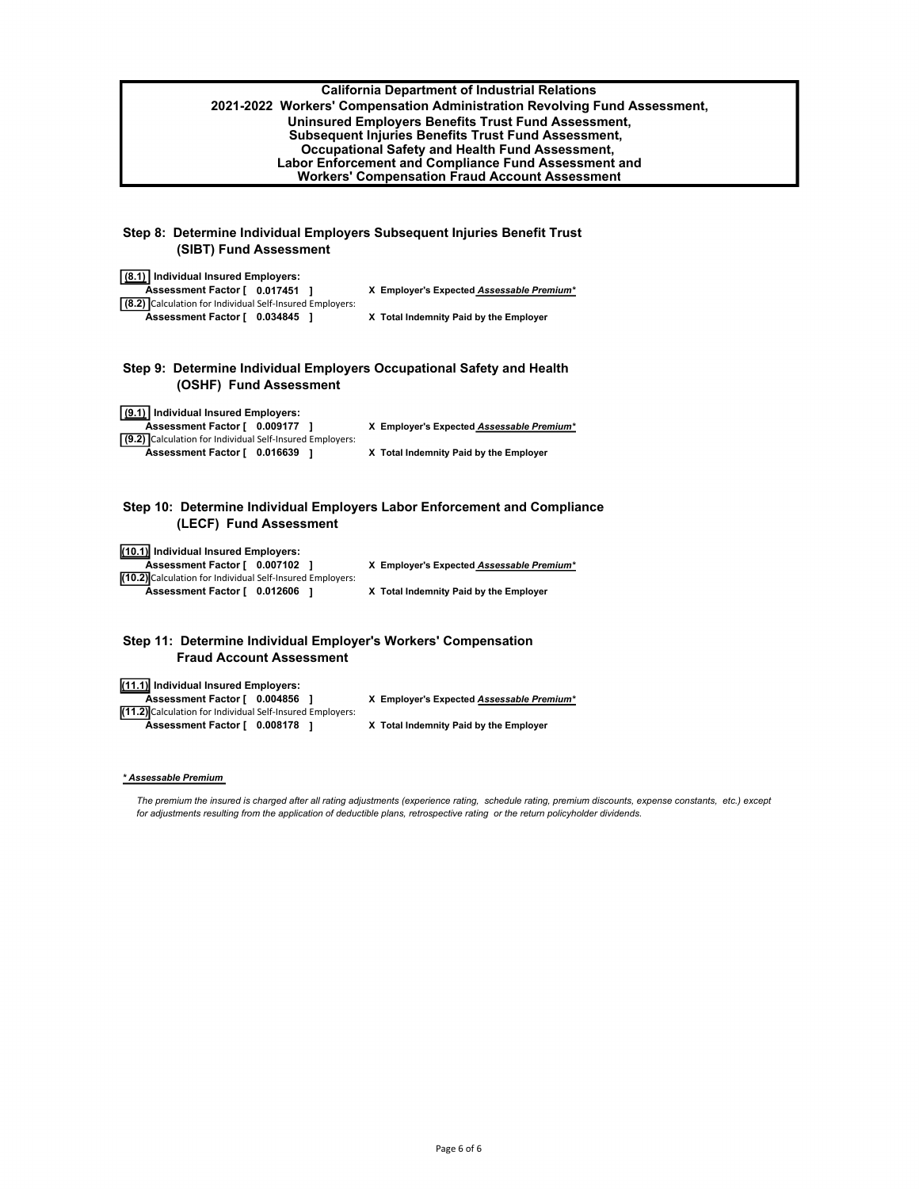**California Department of Industrial Relations**
**2021-2022 Workers' Compensation Administration Revolving Fund Assessment,**
**Uninsured Employers Benefits Trust Fund Assessment,**
**Subsequent Injuries Benefits Trust Fund Assessment,**
**Occupational Safety and Health Fund Assessment,**
**Labor Enforcement and Compliance Fund Assessment and**
**Workers' Compensation Fraud Account Assessment**

## Step 8: Determine Individual Employers Subsequent Injuries Benefit Trust (SIBT) Fund Assessment

**(8.1)** **Individual Insured Employers:**
**Assessment Factor [ 0.017451 ]** **X Employer's Expected *Assessable Premium**\***

**(8.2)** Calculation for Individual Self-Insured Employers:
**Assessment Factor [ 0.034845 ]** **X Total Indemnity Paid by the Employer**

## Step 9: Determine Individual Employers Occupational Safety and Health (OSHF) Fund Assessment

**(9.1)** **Individual Insured Employers:**
**Assessment Factor [ 0.009177 ]** **X Employer's Expected *Assessable Premium**\***

**(9.2)** Calculation for Individual Self-Insured Employers:
**Assessment Factor [ 0.016639 ]** **X Total Indemnity Paid by the Employer**

## Step 10: Determine Individual Employers Labor Enforcement and Compliance (LECF) Fund Assessment

**(10.1)** **Individual Insured Employers:**
**Assessment Factor [ 0.007102 ]** **X Employer's Expected *Assessable Premium**\***

**(10.2)** Calculation for Individual Self-Insured Employers:
**Assessment Factor [ 0.012606 ]** **X Total Indemnity Paid by the Employer**

## Step 11: Determine Individual Employer's Workers' Compensation Fraud Account Assessment

**(11.1)** **Individual Insured Employers:**
**Assessment Factor [ 0.004856 ]** **X Employer's Expected *Assessable Premium**\***

**(11.2)** Calculation for Individual Self-Insured Employers:
**Assessment Factor [ 0.008178 ]** **X Total Indemnity Paid by the Employer**

***\* Assessable Premium***

*The premium the insured is charged after all rating adjustments (experience rating, schedule rating, premium discounts, expense constants, etc.) except for adjustments resulting from the application of deductible plans, retrospective rating or the return policyholder dividends.*